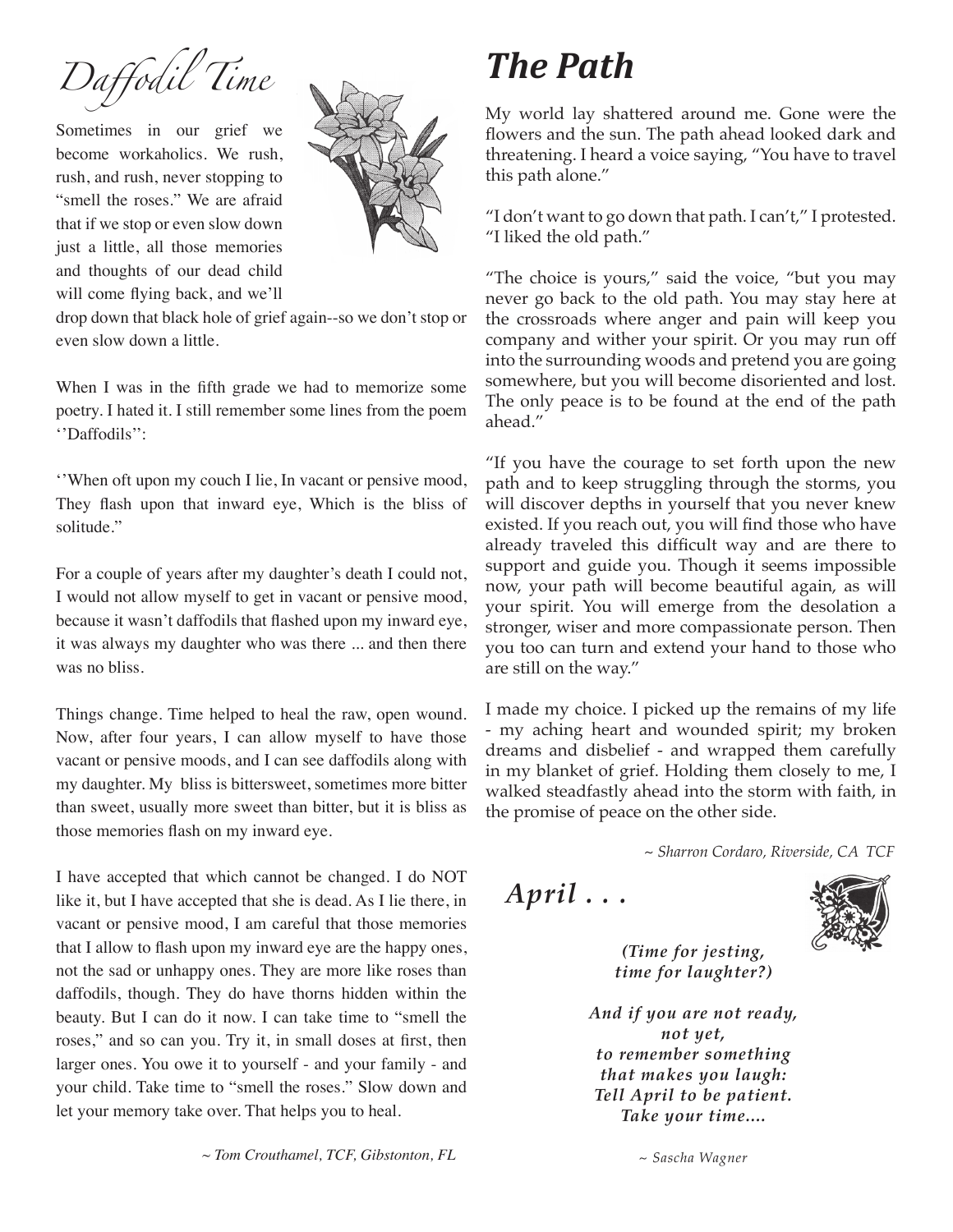# Daffodil Time

Sometimes in our grief we become workaholics. We rush, rush, and rush, never stopping to "smell the roses." We are afraid that if we stop or even slow down just a little, all those memories and thoughts of our dead child will come flying back, and we'll drop down that black hole of grief again--so we don't stop or even slow down a little.

When I was in the fifth grade we had to memorize some poetry. I hated it. I still remember some lines from the poem ''Daffodils'':

''When oft upon my couch I lie, In vacant or pensive mood, They flash upon that inward eye, Which is the bliss of solitude."

For a couple of years after my daughter's death I could not, I would not allow myself to get in vacant or pensive mood, because it wasn't daffodils that flashed upon my inward eye, it was always my daughter who was there ... and then there was no bliss.

Things change. Time helped to heal the raw, open wound. Now, after four years, I can allow myself to have those vacant or pensive moods, and I can see daffodils along with my daughter. My bliss is bittersweet, sometimes more bitter than sweet, usually more sweet than bitter, but it is bliss as those memories flash on my inward eye.

I have accepted that which cannot be changed. I do NOT like it, but I have accepted that she is dead. As I lie there, in vacant or pensive mood, I am careful that those memories that I allow to flash upon my inward eye are the happy ones, not the sad or unhappy ones. They are more like roses than daffodils, though. They do have thorns hidden within the beauty. But I can do it now. I can take time to "smell the roses," and so can you. Try it, in small doses at first, then larger ones. You owe it to yourself - and your family - and your child. Take time to "smell the roses." Slow down and let your memory take over. That helps you to heal.

*~ Tom Crouthamel, TCF, Gibstonton, FL*

# The Path

My world lay shattered around me. Gone were the flowers and the sun. The path ahead looked dark and threatening. I heard a voice saying, "You have to travel this path alone."

"I don't want to go down that path. I can't," I protested. "I liked the old path."

"The choice is yours," said the voice, "but you may never go back to the old path. You may stay here at the crossroads where anger and pain will keep you company and wither your spirit. Or you may run off into the surrounding woods and pretend you are going somewhere, but you will become disoriented and lost. The only peace is to be found at the end of the path ahead."

"If you have the courage to set forth upon the new path and to keep struggling through the storms, you will discover depths in yourself that you never knew existed. If you reach out, you will find those who have already traveled this difficult way and are there to support and guide you. Though it seems impossible now, your path will become beautiful again, as will your spirit. You will emerge from the desolation a stronger, wiser and more compassionate person. Then you too can turn and extend your hand to those who are still on the way."

I made my choice. I picked up the remains of my life - my aching heart and wounded spirit; my broken dreams and disbelief - and wrapped them carefully in my blanket of grief. Holding them closely to me, I walked steadfastly ahead into the storm with faith, in the promise of peace on the other side.

*~ Sharron Cordaro, Riverside, CA TCF*

## *April . . .*

***(Time for jesting,***  
***time for laughter?)***

***And if you are not ready,***  
***not yet,***  
***to remember something***  
***that makes you laugh:***  
***Tell April to be patient.***  
***Take your time....***

*~ Sascha Wagner*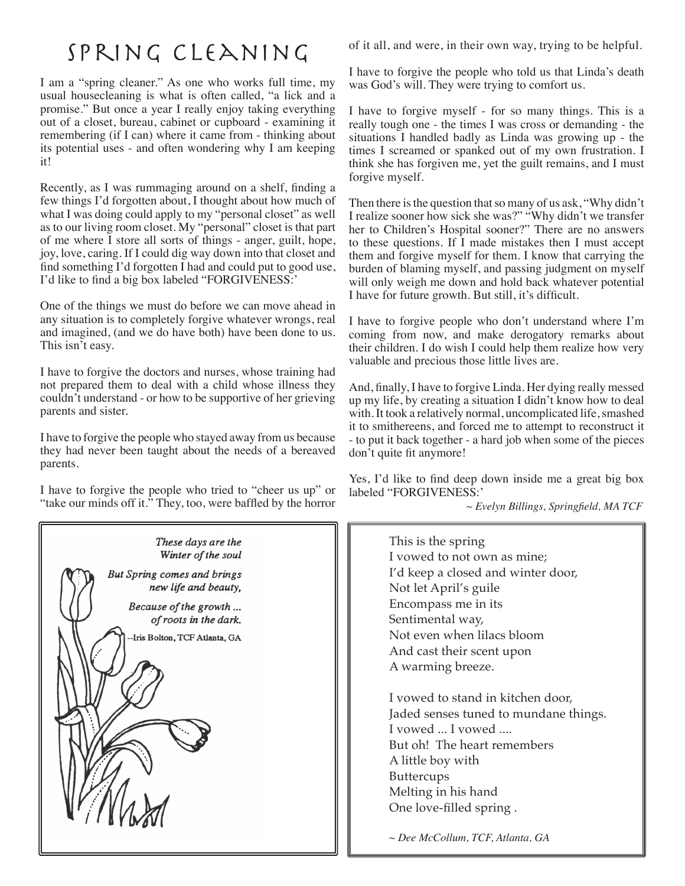# Spring Cleaning

I am a "spring cleaner." As one who works full time, my usual housecleaning is what is often called, "a lick and a promise." But once a year I really enjoy taking everything out of a closet, bureau, cabinet or cupboard - examining it remembering (if I can) where it came from - thinking about its potential uses - and often wondering why I am keeping it!

Recently, as I was rummaging around on a shelf, finding a few things I'd forgotten about, I thought about how much of what I was doing could apply to my "personal closet" as well as to our living room closet. My "personal" closet is that part of me where I store all sorts of things - anger, guilt, hope, joy, love, caring. If I could dig way down into that closet and find something I'd forgotten I had and could put to good use, I'd like to find a big box labeled "FORGIVENESS:'

One of the things we must do before we can move ahead in any situation is to completely forgive whatever wrongs, real and imagined, (and we do have both) have been done to us. This isn't easy.

I have to forgive the doctors and nurses, whose training had not prepared them to deal with a child whose illness they couldn't understand - or how to be supportive of her grieving parents and sister.

I have to forgive the people who stayed away from us because they had never been taught about the needs of a bereaved parents.

I have to forgive the people who tried to "cheer us up" or "take our minds off it." They, too, were baffled by the horror of it all, and were, in their own way, trying to be helpful.

I have to forgive the people who told us that Linda's death was God's will. They were trying to comfort us.

I have to forgive myself - for so many things. This is a really tough one - the times I was cross or demanding - the situations I handled badly as Linda was growing up - the times I screamed or spanked out of my own frustration. I think she has forgiven me, yet the guilt remains, and I must forgive myself.

Then there is the question that so many of us ask, "Why didn't I realize sooner how sick she was?" "Why didn't we transfer her to Children's Hospital sooner?" There are no answers to these questions. If I made mistakes then I must accept them and forgive myself for them. I know that carrying the burden of blaming myself, and passing judgment on myself will only weigh me down and hold back whatever potential I have for future growth. But still, it's difficult.

I have to forgive people who don't understand where I'm coming from now, and make derogatory remarks about their children. I do wish I could help them realize how very valuable and precious those little lives are.

And, finally, I have to forgive Linda. Her dying really messed up my life, by creating a situation I didn't know how to deal with. It took a relatively normal, uncomplicated life, smashed it to smithereens, and forced me to attempt to reconstruct it - to put it back together - a hard job when some of the pieces don't quite fit anymore!

Yes, I'd like to find deep down inside me a great big box labeled "FORGIVENESS:'

*~ Evelyn Billings, Springfield, MA TCF*

---

*These days are the*
*Winter of the soul*

*But Spring comes and brings*
*new life and beauty,*

*Because of the growth ...*
*of roots in the dark.*

--Iris Bolton, TCF Atlanta, GA

---

This is the spring
I vowed to not own as mine;
I'd keep a closed and winter door,
Not let April's guile
Encompass me in its
Sentimental way,
Not even when lilacs bloom
And cast their scent upon
A warming breeze.

I vowed to stand in kitchen door,
Jaded senses tuned to mundane things.
I vowed ... I vowed ....
But oh! The heart remembers
A little boy with
Buttercups
Melting in his hand
One love-filled spring .

*~ Dee McCollum, TCF, Atlanta, GA*